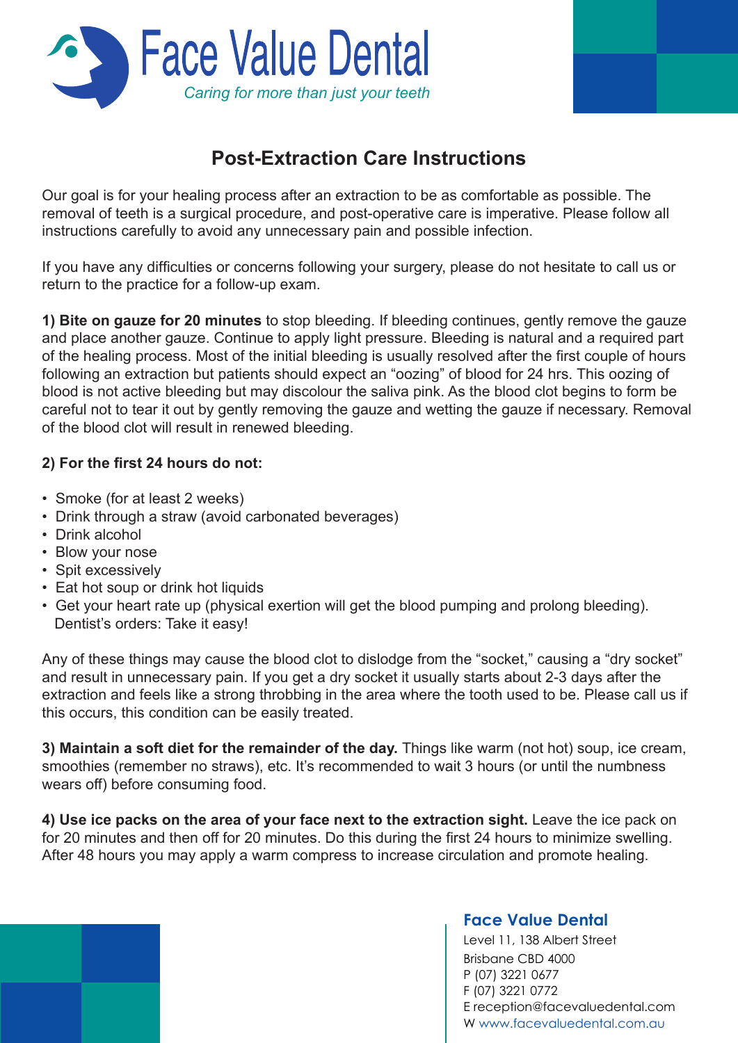# Face Value Dental

*Caring for more than just your teeth*

## Post-Extraction Care Instructions

Our goal is for your healing process after an extraction to be as comfortable as possible. The removal of teeth is a surgical procedure, and post-operative care is imperative. Please follow all instructions carefully to avoid any unnecessary pain and possible infection.

If you have any difficulties or concerns following your surgery, please do not hesitate to call us or return to the practice for a follow-up exam.

**1) Bite on gauze for 20 minutes** to stop bleeding. If bleeding continues, gently remove the gauze and place another gauze. Continue to apply light pressure. Bleeding is natural and a required part of the healing process. Most of the initial bleeding is usually resolved after the first couple of hours following an extraction but patients should expect an "oozing" of blood for 24 hrs. This oozing of blood is not active bleeding but may discolour the saliva pink. As the blood clot begins to form be careful not to tear it out by gently removing the gauze and wetting the gauze if necessary. Removal of the blood clot will result in renewed bleeding.

**2) For the first 24 hours do not:**

- Smoke (for at least 2 weeks)
- Drink through a straw (avoid carbonated beverages)
- Drink alcohol
- Blow your nose
- Spit excessively
- Eat hot soup or drink hot liquids
- Get your heart rate up (physical exertion will get the blood pumping and prolong bleeding). Dentist's orders: Take it easy!

Any of these things may cause the blood clot to dislodge from the "socket," causing a "dry socket" and result in unnecessary pain. If you get a dry socket it usually starts about 2-3 days after the extraction and feels like a strong throbbing in the area where the tooth used to be. Please call us if this occurs, this condition can be easily treated.

**3) Maintain a soft diet for the remainder of the day.** Things like warm (not hot) soup, ice cream, smoothies (remember no straws), etc. It's recommended to wait 3 hours (or until the numbness wears off) before consuming food.

**4) Use ice packs on the area of your face next to the extraction sight.** Leave the ice pack on for 20 minutes and then off for 20 minutes. Do this during the first 24 hours to minimize swelling. After 48 hours you may apply a warm compress to increase circulation and promote healing.

**Face Value Dental**
Level 11, 138 Albert Street
Brisbane CBD 4000
P (07) 3221 0677
F (07) 3221 0772
E reception@facevaluedental.com
W www.facevaluedental.com.au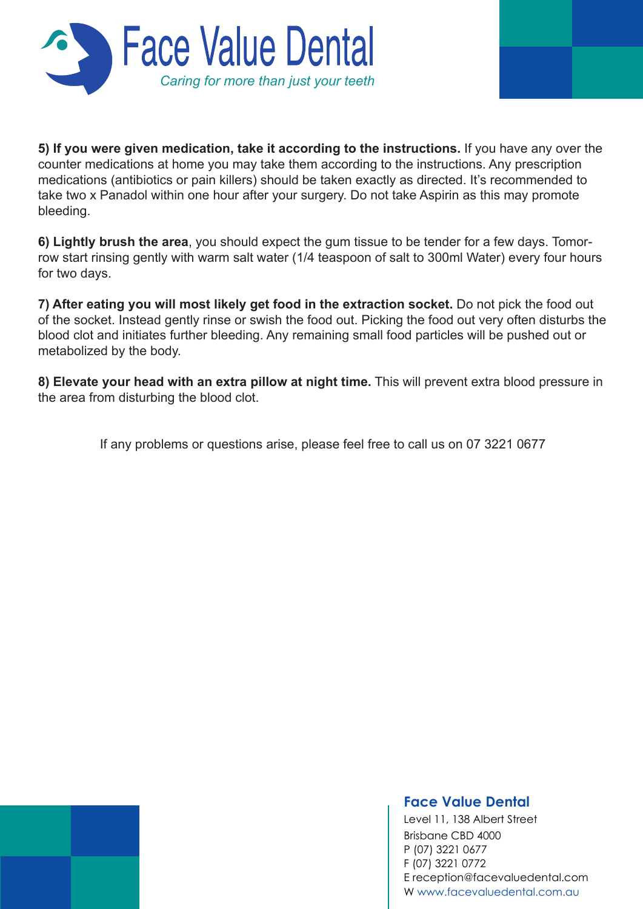# Face Value Dental

*Caring for more than just your teeth*

**5) If you were given medication, take it according to the instructions.** If you have any over the counter medications at home you may take them according to the instructions. Any prescription medications (antibiotics or pain killers) should be taken exactly as directed. It's recommended to take two x Panadol within one hour after your surgery. Do not take Aspirin as this may promote bleeding.

**6) Lightly brush the area**, you should expect the gum tissue to be tender for a few days. Tomorrow start rinsing gently with warm salt water (1/4 teaspoon of salt to 300ml Water) every four hours for two days.

**7) After eating you will most likely get food in the extraction socket.** Do not pick the food out of the socket. Instead gently rinse or swish the food out. Picking the food out very often disturbs the blood clot and initiates further bleeding. Any remaining small food particles will be pushed out or metabolized by the body.

**8) Elevate your head with an extra pillow at night time.** This will prevent extra blood pressure in the area from disturbing the blood clot.

If any problems or questions arise, please feel free to call us on 07 3221 0677

**Face Value Dental**

Level 11, 138 Albert Street
Brisbane CBD 4000
P (07) 3221 0677
F (07) 3221 0772
E reception@facevaluedental.com
W www.facevaluedental.com.au